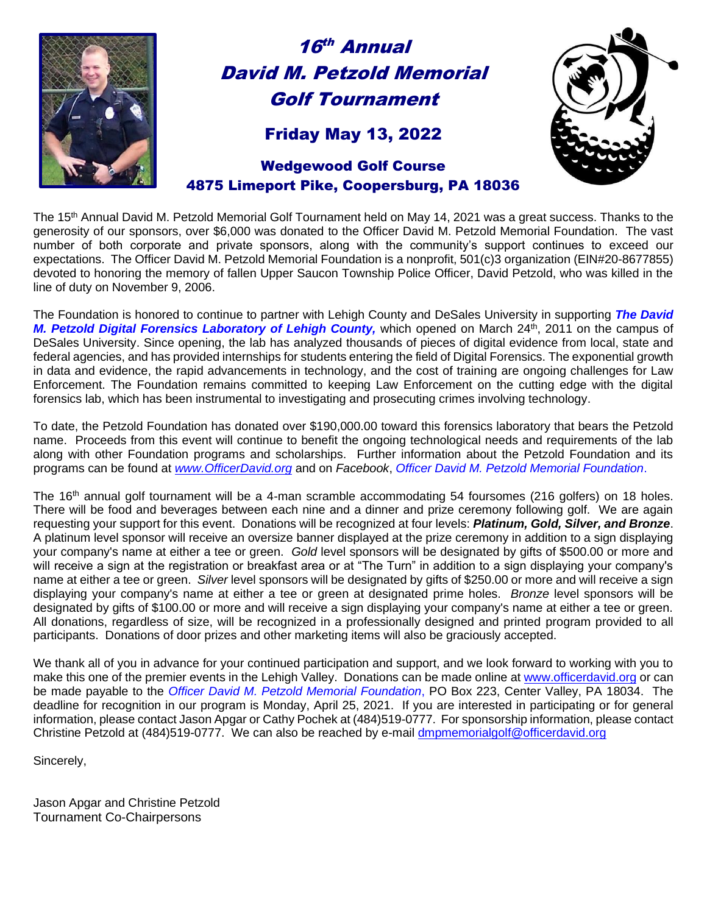# 16th Annual David M. Petzold Memorial Golf Tournament

## Friday May 13, 2022

### Wedgewood Golf Course
### 4875 Limeport Pike, Coopersburg, PA 18036

The 15th Annual David M. Petzold Memorial Golf Tournament held on May 14, 2021 was a great success. Thanks to the generosity of our sponsors, over $6,000 was donated to the Officer David M. Petzold Memorial Foundation. The vast number of both corporate and private sponsors, along with the community's support continues to exceed our expectations. The Officer David M. Petzold Memorial Foundation is a nonprofit, 501(c)3 organization (EIN#20-8677855) devoted to honoring the memory of fallen Upper Saucon Township Police Officer, David Petzold, who was killed in the line of duty on November 9, 2006.

The Foundation is honored to continue to partner with Lehigh County and DeSales University in supporting ***The David M. Petzold Digital Forensics Laboratory of Lehigh County,*** which opened on March 24th, 2011 on the campus of DeSales University. Since opening, the lab has analyzed thousands of pieces of digital evidence from local, state and federal agencies, and has provided internships for students entering the field of Digital Forensics. The exponential growth in data and evidence, the rapid advancements in technology, and the cost of training are ongoing challenges for Law Enforcement. The Foundation remains committed to keeping Law Enforcement on the cutting edge with the digital forensics lab, which has been instrumental to investigating and prosecuting crimes involving technology.

To date, the Petzold Foundation has donated over $190,000.00 toward this forensics laboratory that bears the Petzold name. Proceeds from this event will continue to benefit the ongoing technological needs and requirements of the lab along with other Foundation programs and scholarships. Further information about the Petzold Foundation and its programs can be found at *www.OfficerDavid.org* and on *Facebook*, *Officer David M. Petzold Memorial Foundation*.

The 16th annual golf tournament will be a 4-man scramble accommodating 54 foursomes (216 golfers) on 18 holes. There will be food and beverages between each nine and a dinner and prize ceremony following golf. We are again requesting your support for this event. Donations will be recognized at four levels: ***Platinum, Gold, Silver, and Bronze***. A platinum level sponsor will receive an oversize banner displayed at the prize ceremony in addition to a sign displaying your company's name at either a tee or green. *Gold* level sponsors will be designated by gifts of $500.00 or more and will receive a sign at the registration or breakfast area or at "The Turn" in addition to a sign displaying your company's name at either a tee or green. *Silver* level sponsors will be designated by gifts of $250.00 or more and will receive a sign displaying your company's name at either a tee or green at designated prime holes. *Bronze* level sponsors will be designated by gifts of $100.00 or more and will receive a sign displaying your company's name at either a tee or green. All donations, regardless of size, will be recognized in a professionally designed and printed program provided to all participants. Donations of door prizes and other marketing items will also be graciously accepted.

We thank all of you in advance for your continued participation and support, and we look forward to working with you to make this one of the premier events in the Lehigh Valley. Donations can be made online at www.officerdavid.org or can be made payable to the *Officer David M. Petzold Memorial Foundation*, PO Box 223, Center Valley, PA 18034. The deadline for recognition in our program is Monday, April 25, 2021. If you are interested in participating or for general information, please contact Jason Apgar or Cathy Pochek at (484)519-0777. For sponsorship information, please contact Christine Petzold at (484)519-0777. We can also be reached by e-mail dmpmemorialgolf@officerdavid.org

Sincerely,

Jason Apgar and Christine Petzold
Tournament Co-Chairpersons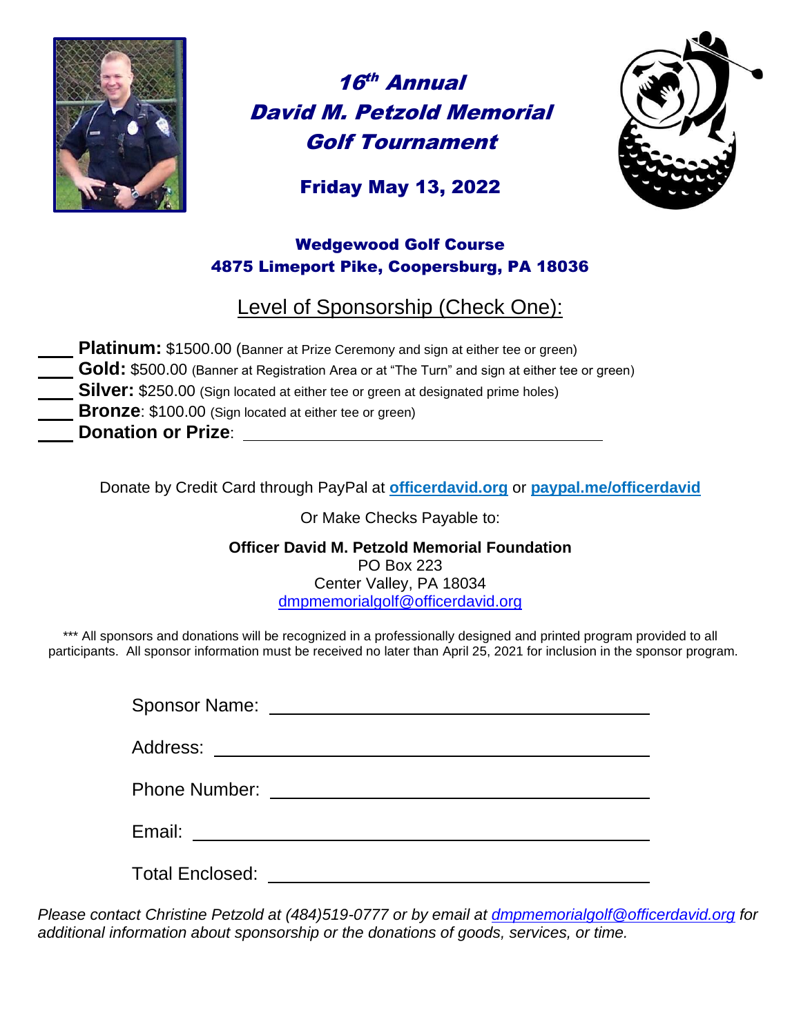# 16th Annual
# David M. Petzold Memorial
# Golf Tournament

**Friday May 13, 2022**

**Wedgewood Golf Course**
**4875 Limeport Pike, Coopersburg, PA 18036**

## Level of Sponsorship (Check One):

____ **Platinum:** $1500.00 (Banner at Prize Ceremony and sign at either tee or green)
____ **Gold:** $500.00 (Banner at Registration Area or at "The Turn" and sign at either tee or green)
____ **Silver:** $250.00 (Sign located at either tee or green at designated prime holes)
____ **Bronze**: $100.00 (Sign located at either tee or green)
____ **Donation or Prize**: ______________________________

Donate by Credit Card through PayPal at **officerdavid.org** or **paypal.me/officerdavid**

Or Make Checks Payable to:

**Officer David M. Petzold Memorial Foundation**
PO Box 223
Center Valley, PA 18034
dmpmemorialgolf@officerdavid.org

*** All sponsors and donations will be recognized in a professionally designed and printed program provided to all participants. All sponsor information must be received no later than April 25, 2021 for inclusion in the sponsor program.

Sponsor Name: ______________________________

Address: ______________________________

Phone Number: ______________________________

Email: ______________________________

Total Enclosed: ______________________________

*Please contact Christine Petzold at (484)519-0777 or by email at dmpmemorialgolf@officerdavid.org for additional information about sponsorship or the donations of goods, services, or time.*